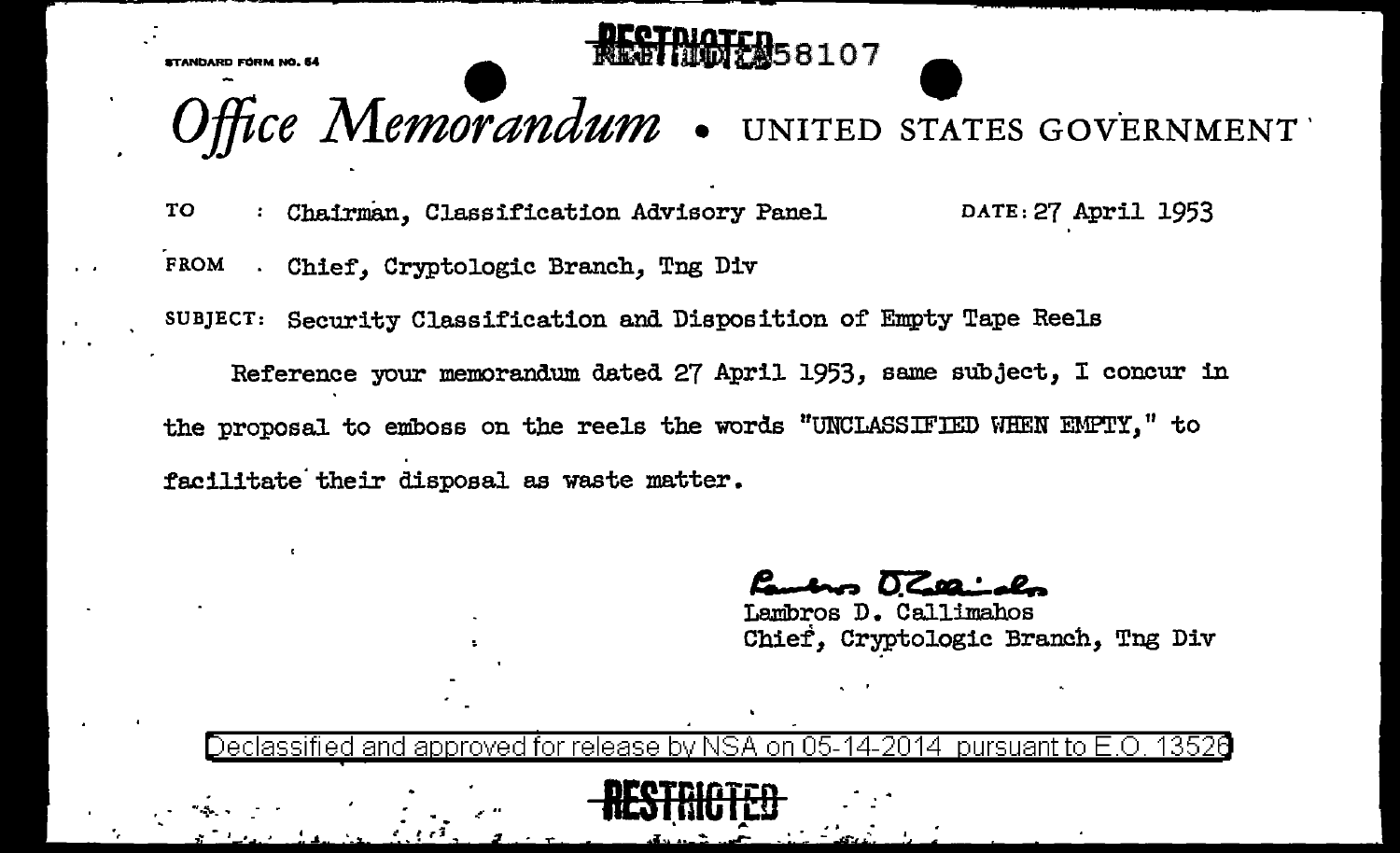STANDARD FORM NO. 64

~~RESTRICTED~~ 58107

# Office Memorandum • UNITED STATES GOVERNMENT

TO : Chairman, Classification Advisory Panel DATE: 27 April 1953

FROM . Chief, Cryptologic Branch, Tng Div

SUBJECT: Security Classification and Disposition of Empty Tape Reels

Reference your memorandum dated 27 April 1953, same subject, I concur in the proposal to emboss on the reels the words "UNCLASSIFIED WHEN EMPTY," to facilitate their disposal as waste matter.

Lambros D. Callimahos
Lambros D. Callimahos
Chief, Cryptologic Branch, Tng Div

Declassified and approved for release by NSA on 05-14-2014 pursuant to E.O. 13526

~~RESTRICTED~~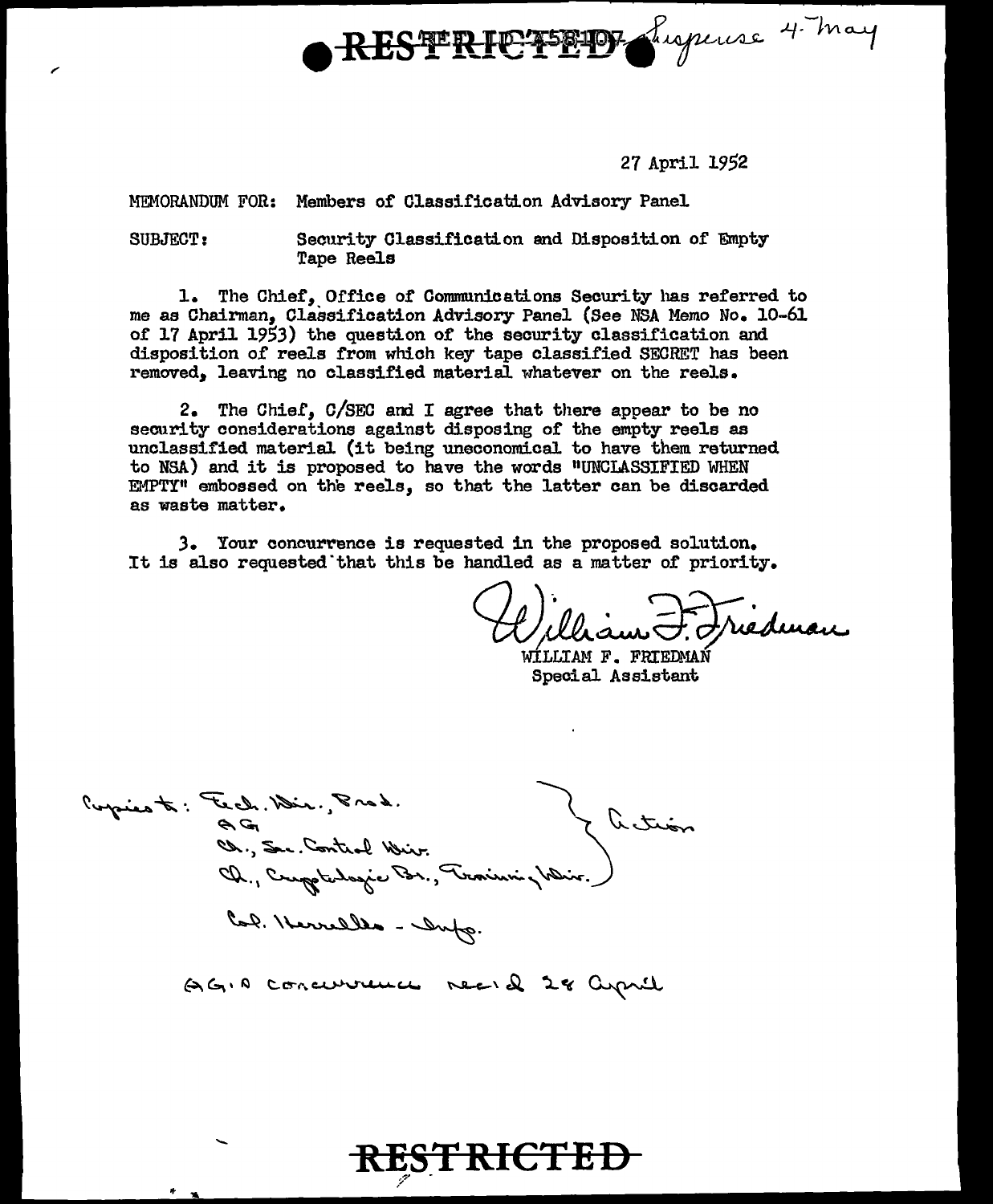RESTRICTED Suspense 4 May

27 April 1952

MEMORANDUM FOR: Members of Classification Advisory Panel

SUBJECT: Security Classification and Disposition of Empty Tape Reels

1. The Chief, Office of Communications Security has referred to me as Chairman, Classification Advisory Panel (See NSA Memo No. 10-61 of 17 April 1953) the question of the security classification and disposition of reels from which key tape classified SECRET has been removed, leaving no classified material whatever on the reels.

2. The Chief, C/SEC and I agree that there appear to be no security considerations against disposing of the empty reels as unclassified material (it being uneconomical to have them returned to NSA) and it is proposed to have the words "UNCLASSIFIED WHEN EMPTY" embossed on the reels, so that the latter can be discarded as waste matter.

3. Your concurrence is requested in the proposed solution. It is also requested that this be handled as a matter of priority.

William F. Friedman

WILLIAM F. FRIEDMAN
Special Assistant

Copies to: Tech. Dir., Prod.
AG
Ch., Sec. Control Div.
Ch., Cryptologic Br., Training Div.
} Action

Col. Herrelko - Info.

AG's concurrence rec'd 28 April

RESTRICTED